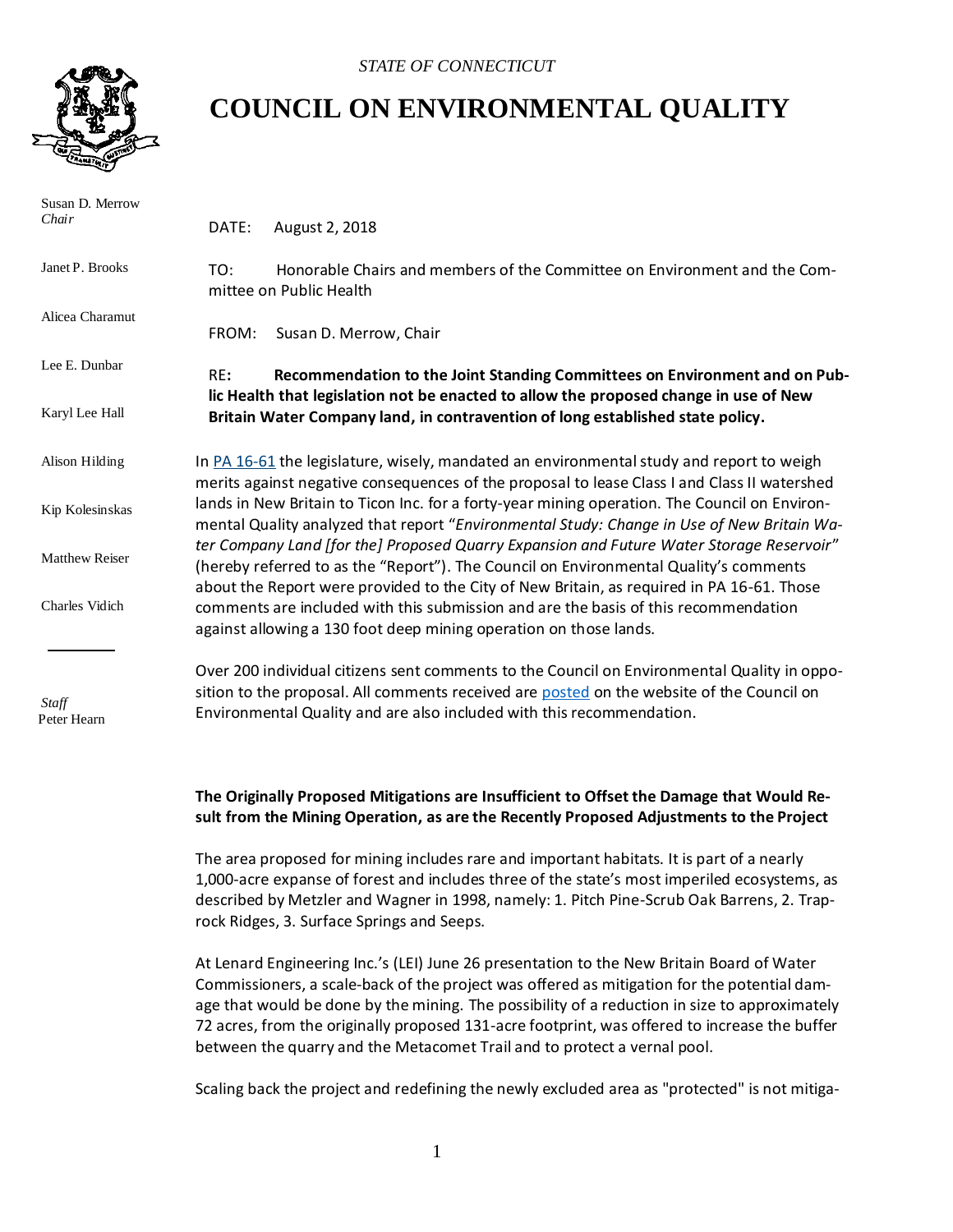*STATE OF CONNECTICUT*

# COUNCIL ON ENVIRONMENTAL QUALITY

Susan D. Merrow
*Chair*

Janet P. Brooks

Alicea Charamut

Lee E. Dunbar

Karyl Lee Hall

Alison Hilding

Kip Kolesinskas

Matthew Reiser

Charles Vidich

*Staff*
Peter Hearn

DATE: August 2, 2018

TO: Honorable Chairs and members of the Committee on Environment and the Committee on Public Health

FROM: Susan D. Merrow, Chair

RE: **Recommendation to the Joint Standing Committees on Environment and on Public Health that legislation not be enacted to allow the proposed change in use of New Britain Water Company land, in contravention of long established state policy.**

In PA 16-61 the legislature, wisely, mandated an environmental study and report to weigh merits against negative consequences of the proposal to lease Class I and Class II watershed lands in New Britain to Ticon Inc. for a forty-year mining operation. The Council on Environmental Quality analyzed that report "*Environmental Study: Change in Use of New Britain Water Company Land [for the] Proposed Quarry Expansion and Future Water Storage Reservoir*" (hereby referred to as the "Report"). The Council on Environmental Quality's comments about the Report were provided to the City of New Britain, as required in PA 16-61. Those comments are included with this submission and are the basis of this recommendation against allowing a 130 foot deep mining operation on those lands.

Over 200 individual citizens sent comments to the Council on Environmental Quality in opposition to the proposal. All comments received are posted on the website of the Council on Environmental Quality and are also included with this recommendation.

**The Originally Proposed Mitigations are Insufficient to Offset the Damage that Would Result from the Mining Operation, as are the Recently Proposed Adjustments to the Project**

The area proposed for mining includes rare and important habitats. It is part of a nearly 1,000-acre expanse of forest and includes three of the state's most imperiled ecosystems, as described by Metzler and Wagner in 1998, namely: 1. Pitch Pine-Scrub Oak Barrens, 2. Traprock Ridges, 3. Surface Springs and Seeps.

At Lenard Engineering Inc.'s (LEI) June 26 presentation to the New Britain Board of Water Commissioners, a scale-back of the project was offered as mitigation for the potential damage that would be done by the mining. The possibility of a reduction in size to approximately 72 acres, from the originally proposed 131-acre footprint, was offered to increase the buffer between the quarry and the Metacomet Trail and to protect a vernal pool.

Scaling back the project and redefining the newly excluded area as "protected" is not mitiga-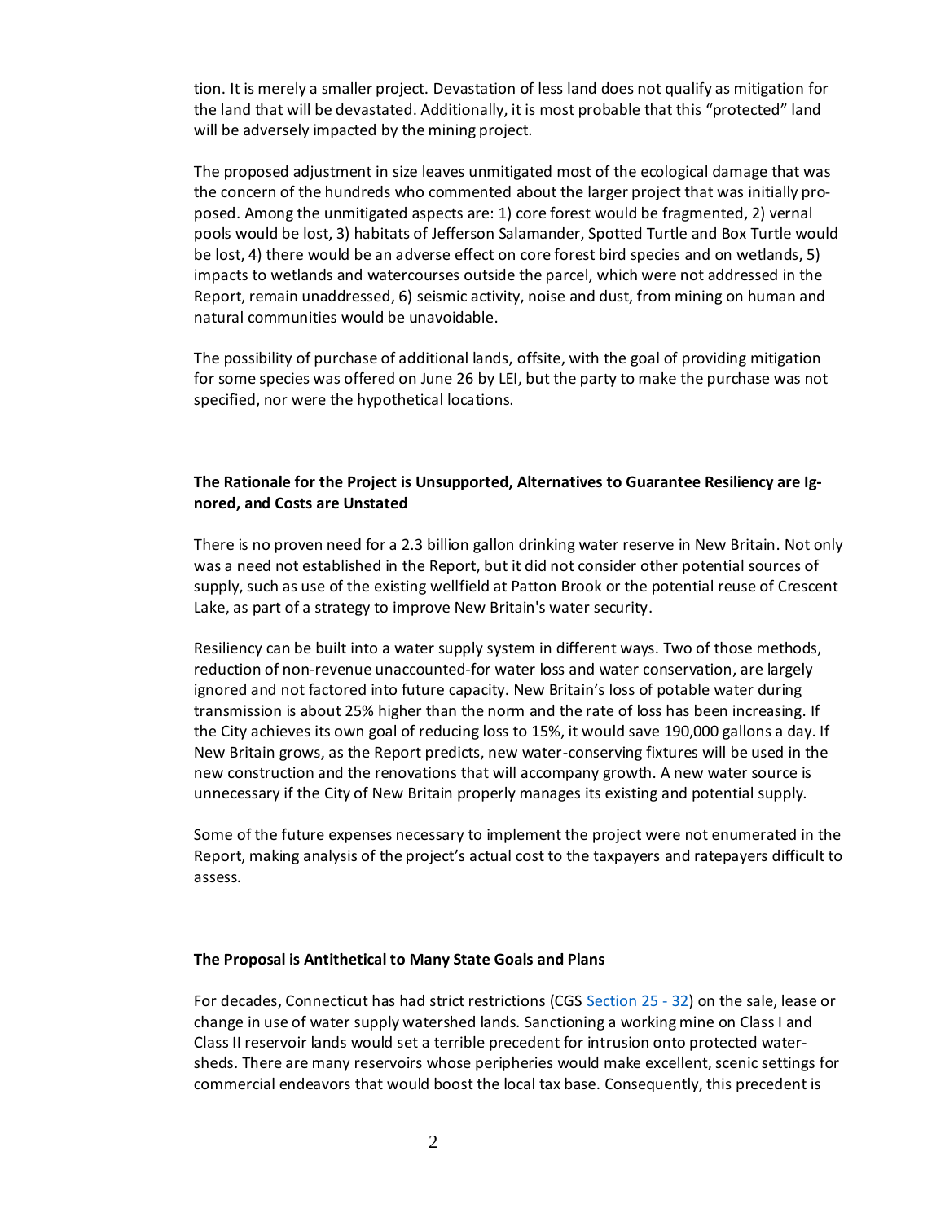tion. It is merely a smaller project. Devastation of less land does not qualify as mitigation for the land that will be devastated. Additionally, it is most probable that this "protected" land will be adversely impacted by the mining project.

The proposed adjustment in size leaves unmitigated most of the ecological damage that was the concern of the hundreds who commented about the larger project that was initially proposed. Among the unmitigated aspects are: 1) core forest would be fragmented, 2) vernal pools would be lost, 3) habitats of Jefferson Salamander, Spotted Turtle and Box Turtle would be lost, 4) there would be an adverse effect on core forest bird species and on wetlands, 5) impacts to wetlands and watercourses outside the parcel, which were not addressed in the Report, remain unaddressed, 6) seismic activity, noise and dust, from mining on human and natural communities would be unavoidable.

The possibility of purchase of additional lands, offsite, with the goal of providing mitigation for some species was offered on June 26 by LEI, but the party to make the purchase was not specified, nor were the hypothetical locations.

**The Rationale for the Project is Unsupported, Alternatives to Guarantee Resiliency are Ignored, and Costs are Unstated**

There is no proven need for a 2.3 billion gallon drinking water reserve in New Britain. Not only was a need not established in the Report, but it did not consider other potential sources of supply, such as use of the existing wellfield at Patton Brook or the potential reuse of Crescent Lake, as part of a strategy to improve New Britain's water security.

Resiliency can be built into a water supply system in different ways. Two of those methods, reduction of non-revenue unaccounted-for water loss and water conservation, are largely ignored and not factored into future capacity. New Britain's loss of potable water during transmission is about 25% higher than the norm and the rate of loss has been increasing. If the City achieves its own goal of reducing loss to 15%, it would save 190,000 gallons a day. If New Britain grows, as the Report predicts, new water-conserving fixtures will be used in the new construction and the renovations that will accompany growth. A new water source is unnecessary if the City of New Britain properly manages its existing and potential supply.

Some of the future expenses necessary to implement the project were not enumerated in the Report, making analysis of the project's actual cost to the taxpayers and ratepayers difficult to assess.

**The Proposal is Antithetical to Many State Goals and Plans**

For decades, Connecticut has had strict restrictions (CGS Section 25 - 32) on the sale, lease or change in use of water supply watershed lands. Sanctioning a working mine on Class I and Class II reservoir lands would set a terrible precedent for intrusion onto protected watersheds. There are many reservoirs whose peripheries would make excellent, scenic settings for commercial endeavors that would boost the local tax base. Consequently, this precedent is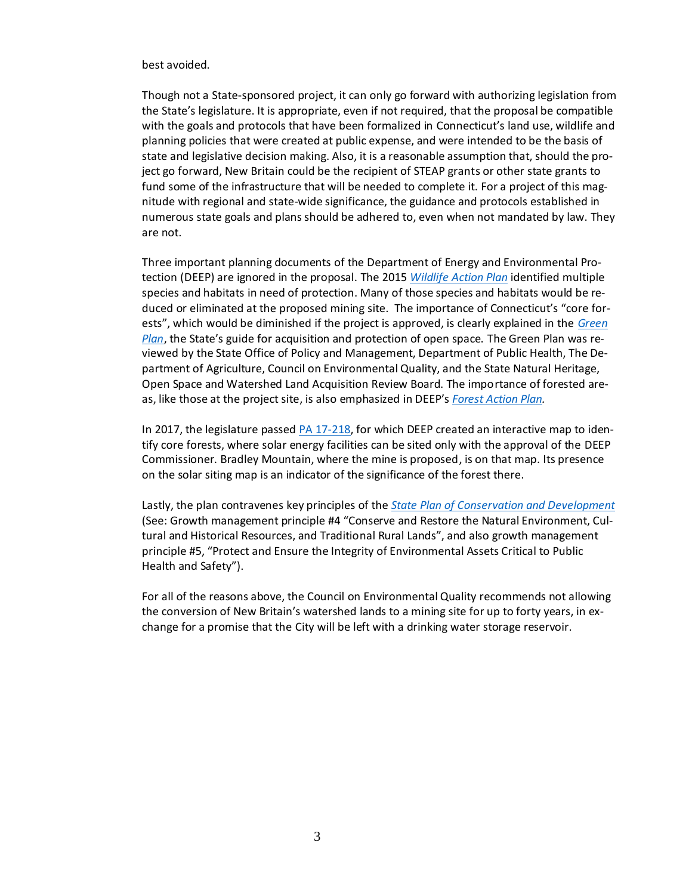best avoided.

Though not a State-sponsored project, it can only go forward with authorizing legislation from the State's legislature. It is appropriate, even if not required, that the proposal be compatible with the goals and protocols that have been formalized in Connecticut's land use, wildlife and planning policies that were created at public expense, and were intended to be the basis of state and legislative decision making. Also, it is a reasonable assumption that, should the project go forward, New Britain could be the recipient of STEAP grants or other state grants to fund some of the infrastructure that will be needed to complete it. For a project of this magnitude with regional and state-wide significance, the guidance and protocols established in numerous state goals and plans should be adhered to, even when not mandated by law. They are not.

Three important planning documents of the Department of Energy and Environmental Protection (DEEP) are ignored in the proposal. The 2015 *Wildlife Action Plan* identified multiple species and habitats in need of protection. Many of those species and habitats would be reduced or eliminated at the proposed mining site. The importance of Connecticut's "core forests", which would be diminished if the project is approved, is clearly explained in the *Green Plan*, the State's guide for acquisition and protection of open space. The Green Plan was reviewed by the State Office of Policy and Management, Department of Public Health, The Department of Agriculture, Council on Environmental Quality, and the State Natural Heritage, Open Space and Watershed Land Acquisition Review Board. The importance of forested areas, like those at the project site, is also emphasized in DEEP's *Forest Action Plan*.

In 2017, the legislature passed PA 17-218, for which DEEP created an interactive map to identify core forests, where solar energy facilities can be sited only with the approval of the DEEP Commissioner. Bradley Mountain, where the mine is proposed, is on that map. Its presence on the solar siting map is an indicator of the significance of the forest there.

Lastly, the plan contravenes key principles of the *State Plan of Conservation and Development* (See: Growth management principle #4 "Conserve and Restore the Natural Environment, Cultural and Historical Resources, and Traditional Rural Lands", and also growth management principle #5, "Protect and Ensure the Integrity of Environmental Assets Critical to Public Health and Safety").

For all of the reasons above, the Council on Environmental Quality recommends not allowing the conversion of New Britain's watershed lands to a mining site for up to forty years, in exchange for a promise that the City will be left with a drinking water storage reservoir.